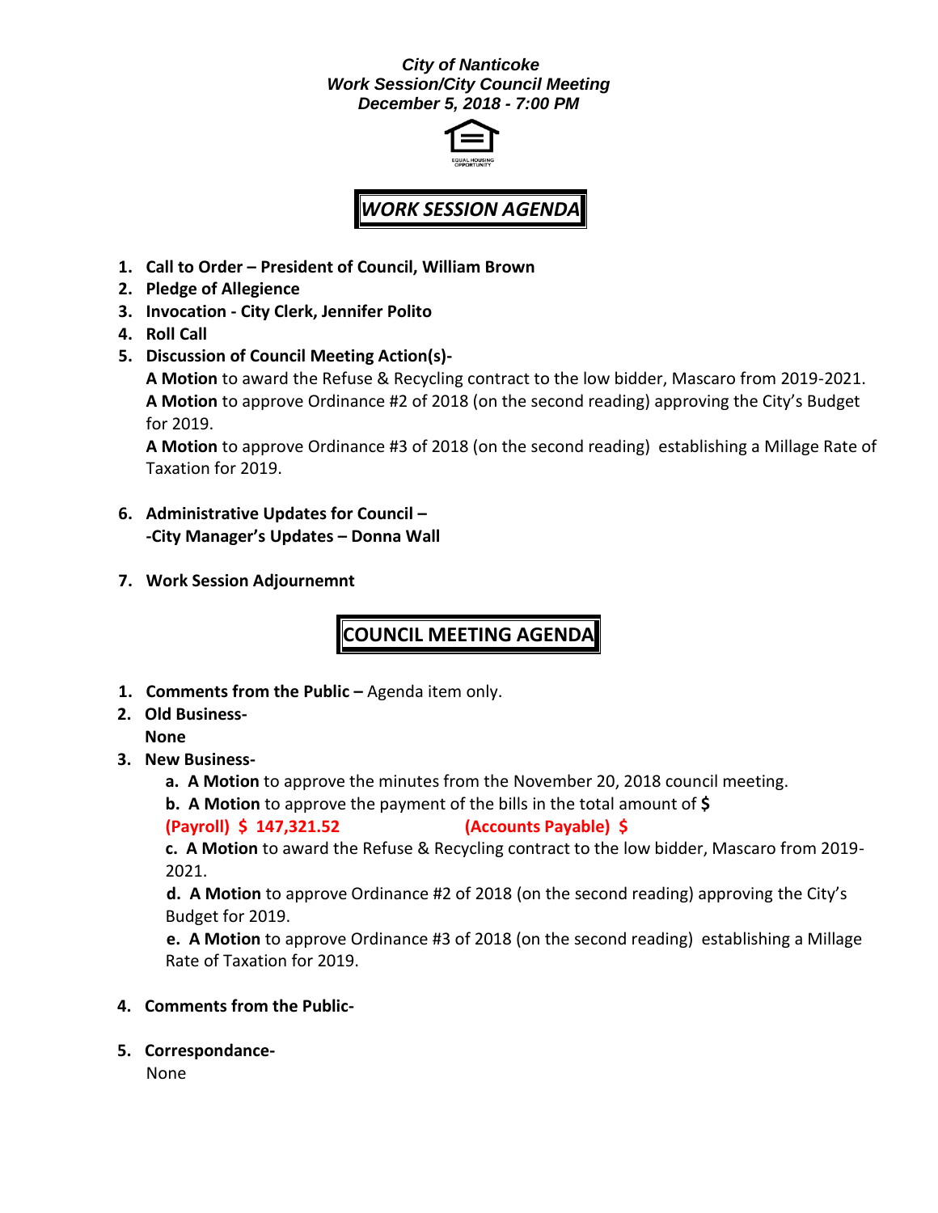***City of Nanticoke***
***Work Session/City Council Meeting***
***December 5, 2018 - 7:00 PM***

## *WORK SESSION AGENDA*

1. **Call to Order – President of Council, William Brown**
2. **Pledge of Allegience**
3. **Invocation - City Clerk, Jennifer Polito**
4. **Roll Call**
5. **Discussion of Council Meeting Action(s)-**

   **A Motion** to award the Refuse & Recycling contract to the low bidder, Mascaro from 2019-2021.
   **A Motion** to approve Ordinance #2 of 2018 (on the second reading) approving the City's Budget for 2019.

   **A Motion** to approve Ordinance #3 of 2018 (on the second reading) establishing a Millage Rate of Taxation for 2019.

6. **Administrative Updates for Council –**
   **-City Manager's Updates – Donna Wall**

7. **Work Session Adjournemnt**

## COUNCIL MEETING AGENDA

1. **Comments from the Public –** Agenda item only.
2. **Old Business-**
   **None**
3. **New Business-**
   **a. A Motion** to approve the minutes from the November 20, 2018 council meeting.
   **b. A Motion** to approve the payment of the bills in the total amount of **$**
   **(Payroll) $ 147,321.52** **(Accounts Payable) $**
   **c. A Motion** to award the Refuse & Recycling contract to the low bidder, Mascaro from 2019-2021.
   **d. A Motion** to approve Ordinance #2 of 2018 (on the second reading) approving the City's Budget for 2019.
   **e. A Motion** to approve Ordinance #3 of 2018 (on the second reading) establishing a Millage Rate of Taxation for 2019.

4. **Comments from the Public-**

5. **Correspondance-**
   None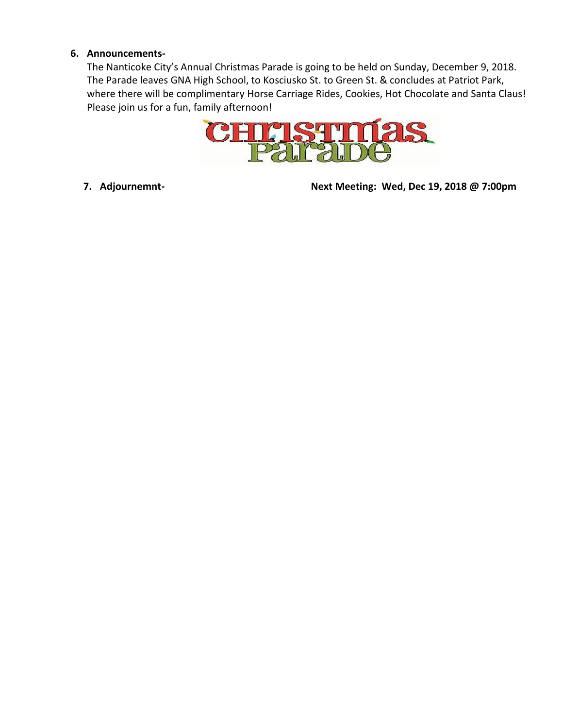6. **Announcements-**

   The Nanticoke City's Annual Christmas Parade is going to be held on Sunday, December 9, 2018. The Parade leaves GNA High School, to Kosciusko St. to Green St. & concludes at Patriot Park, where there will be complimentary Horse Carriage Rides, Cookies, Hot Chocolate and Santa Claus! Please join us for a fun, family afternoon!

7. **Adjournemnt-** **Next Meeting: Wed, Dec 19, 2018 @ 7:00pm**